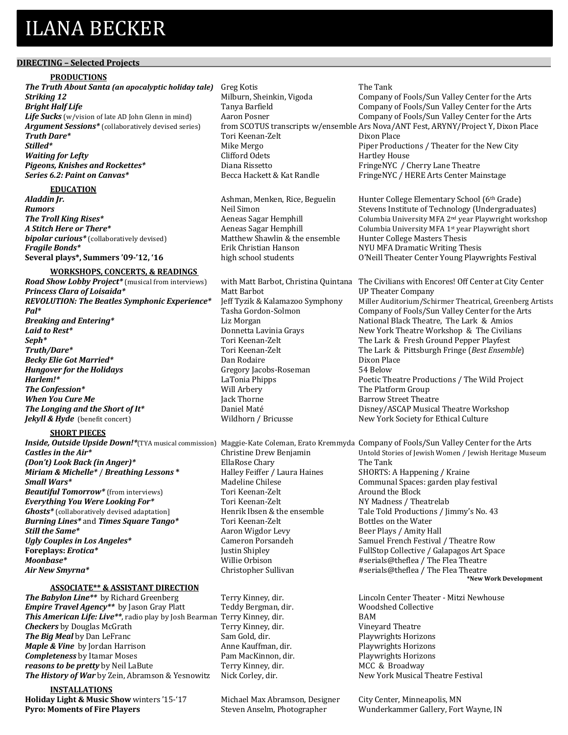# ILANA BECKER

## DIRECTING – Selected Projects

### PRODUCTIONS

| | | |
|---|---|---|
| ***The Truth About Santa (an apocalyptic holiday tale)*** | Greg Kotis | The Tank |
| ***Striking 12*** | Milburn, Sheinkin, Vigoda | Company of Fools/Sun Valley Center for the Arts |
| ***Bright Half Life*** | Tanya Barfield | Company of Fools/Sun Valley Center for the Arts |
| ***Life Sucks*** (w/vision of late AD John Glenn in mind) | Aaron Posner | Company of Fools/Sun Valley Center for the Arts |
| ***Argument Sessions**** (collaboratively devised series) | from SCOTUS transcripts w/ensemble | Ars Nova/ANT Fest, ARYNY/Project Y, Dixon Place |
| ***Truth Dare**** | Tori Keenan-Zelt | Dixon Place |
| ***Stilled**** | Mike Mergo | Piper Productions / Theater for the New City |
| ***Waiting for Lefty*** | Clifford Odets | Hartley House |
| ***Pigeons, Knishes and Rockettes**** | Diana Rissetto | FringeNYC / Cherry Lane Theatre |
| ***Series 6.2: Paint on Canvas**** | Becca Hackett & Kat Randle | FringeNYC / HERE Arts Center Mainstage |

### EDUCATION

| | | |
|---|---|---|
| ***Aladdin Jr.*** | Ashman, Menken, Rice, Beguelin | Hunter College Elementary School (6th Grade) |
| ***Rumors*** | Neil Simon | Stevens Institute of Technology (Undergraduates) |
| ***The Troll King Rises**** | Aeneas Sagar Hemphill | Columbia University MFA 2nd year Playwright workshop |
| ***A Stitch Here or There**** | Aeneas Sagar Hemphill | Columbia University MFA 1st year Playwright short |
| ***bipolar curious**** (collaboratively devised) | Matthew Shawlin & the ensemble | Hunter College Masters Thesis |
| ***Fragile Bonds**** | Erik Christian Hanson | NYU MFA Dramatic Writing Thesis |
| **Several plays*, Summers '09-'12, '16** | high school students | O'Neill Theater Center Young Playwrights Festival |

### WORKSHOPS, CONCERTS, & READINGS

| | | |
|---|---|---|
| ***Road Show Lobby Project**** (musical from interviews) | with Matt Barbot, Christina Quintana | The Civilians with Encores! Off Center at City Center |
| ***Princess Clara of Loisaida**** | Matt Barbot | UP Theater Company |
| ***REVOLUTION: The Beatles Symphonic Experience**** | Jeff Tyzik & Kalamazoo Symphony | Miller Auditorium/Schirmer Theatrical, Greenberg Artists |
| ***Pal**** | Tasha Gordon-Solmon | Company of Fools/Sun Valley Center for the Arts |
| ***Breaking and Entering**** | Liz Morgan | National Black Theatre, The Lark & Amios |
| ***Laid to Rest**** | Donnetta Lavinia Grays | New York Theatre Workshop & The Civilians |
| ***Seph**** | Tori Keenan-Zelt | The Lark & Fresh Ground Pepper Playfest |
| ***Truth/Dare**** | Tori Keenan-Zelt | The Lark & Pittsburgh Fringe (*Best Ensemble*) |
| ***Becky Elie Got Married**** | Dan Rodaire | Dixon Place |
| ***Hungover for the Holidays*** | Gregory Jacobs-Roseman | 54 Below |
| ***Harlem!**** | LaTonia Phipps | Poetic Theatre Productions / The Wild Project |
| ***The Confession**** | Will Arbery | The Platform Group |
| ***When You Cure Me*** | Jack Thorne | Barrow Street Theatre |
| ***The Longing and the Short of It**** | Daniel Maté | Disney/ASCAP Musical Theatre Workshop |
| ***Jekyll & Hyde*** (benefit concert) | Wildhorn / Bricusse | New York Society for Ethical Culture |

### SHORT PIECES

| | | |
|---|---|---|
| ***Inside, Outside Upside Down!**** (TYA musical commission) | Maggie-Kate Coleman, Erato Kremmyda | Company of Fools/Sun Valley Center for the Arts |
| ***Castles in the Air**** | Christine Drew Benjamin | Untold Stories of Jewish Women / Jewish Heritage Museum |
| ***(Don't) Look Back (in Anger)**** | EllaRose Chary | The Tank |
| ***Miriam & Michelle**** / ***Breathing Lessons**** | Halley Feiffer / Laura Haines | SHORTS: A Happening / Kraine |
| ***Small Wars**** | Madeline Chilese | Communal Spaces: garden play festival |
| ***Beautiful Tomorrow**** (from interviews) | Tori Keenan-Zelt | Around the Block |
| ***Everything You Were Looking For**** | Tori Keenan-Zelt | NY Madness / Theatrelab |
| ***Ghosts**** [collaboratively devised adaptation] | Henrik Ibsen & the ensemble | Tale Told Productions / Jimmy's No. 43 |
| ***Burning Lines**** and ***Times Square Tango**** | Tori Keenan-Zelt | Bottles on the Water |
| ***Still the Same**** | Aaron Wigdor Levy | Beer Plays / Amity Hall |
| ***Ugly Couples in Los Angeles**** | Cameron Porsandeh | Samuel French Festival / Theatre Row |
| **Foreplays: *Erotica**** | Justin Shipley | FullStop Collective / Galapagos Art Space |
| ***Moonbase**** | Willie Orbison | #serials@theflea / The Flea Theatre |
| ***Air New Smyrna**** | Christopher Sullivan | #serials@theflea / The Flea Theatre |

***New Work Development**

### ASSOCIATE** & ASSISTANT DIRECTION

| | | |
|---|---|---|
| ***The Babylon Line***** by Richard Greenberg | Terry Kinney, dir. | Lincoln Center Theater - Mitzi Newhouse |
| ***Empire Travel Agency***** by Jason Gray Platt | Teddy Bergman, dir. | Woodshed Collective |
| ***This American Life: Live*****, radio play by Josh Bearman | Terry Kinney, dir. | BAM |
| ***Checkers*** by Douglas McGrath | Terry Kinney, dir. | Vineyard Theatre |
| ***The Big Meal*** by Dan LeFranc | Sam Gold, dir. | Playwrights Horizons |
| ***Maple & Vine*** by Jordan Harrison | Anne Kauffman, dir. | Playwrights Horizons |
| ***Completeness*** by Itamar Moses | Pam MacKinnon, dir. | Playwrights Horizons |
| ***reasons to be pretty*** by Neil LaBute | Terry Kinney, dir. | MCC & Broadway |
| ***The History of War*** by Zein, Abramson & Yesnowitz | Nick Corley, dir. | New York Musical Theatre Festival |

### INSTALLATIONS

| | | |
|---|---|---|
| **Holiday Light & Music Show** winters '15-'17 | Michael Max Abramson, Designer | City Center, Minneapolis, MN |
| **Pyro: Moments of Fire Players** | Steven Anselm, Photographer | Wunderkammer Gallery, Fort Wayne, IN |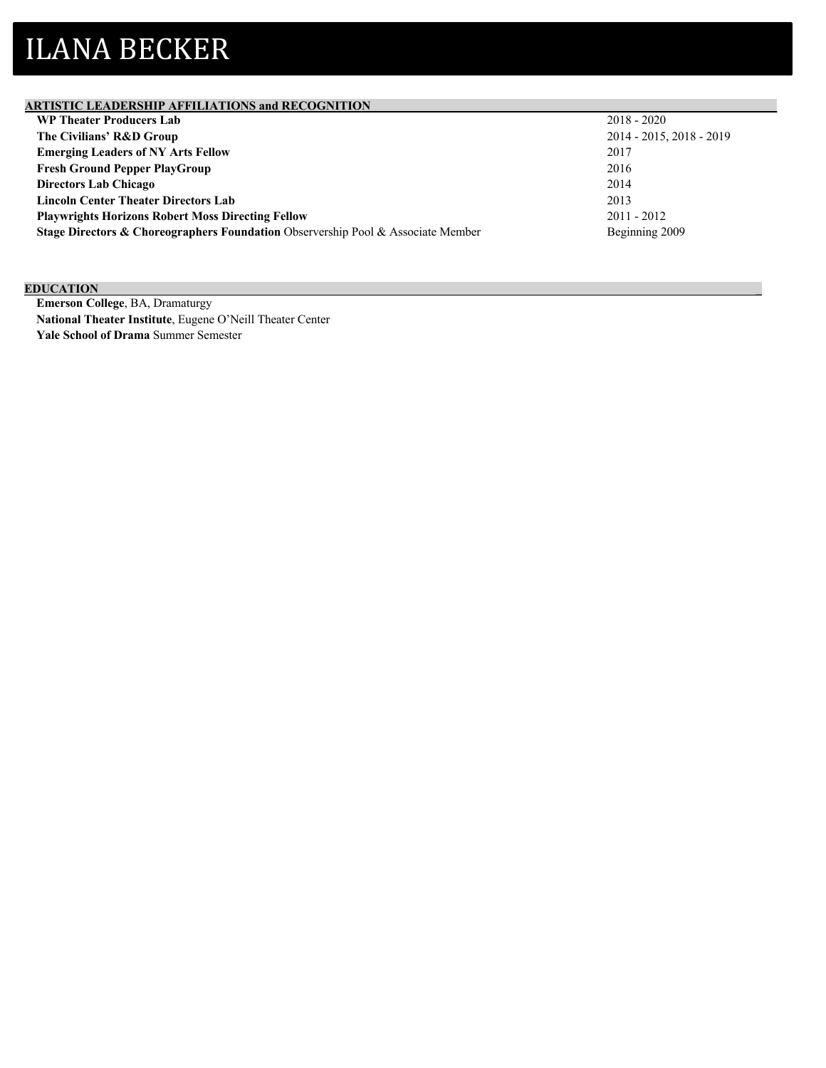# ILANA BECKER

## ARTISTIC LEADERSHIP AFFILIATIONS and RECOGNITION

| | |
|---|---|
| **WP Theater Producers Lab** | 2018 - 2020 |
| **The Civilians' R&D Group** | 2014 - 2015, 2018 - 2019 |
| **Emerging Leaders of NY Arts Fellow** | 2017 |
| **Fresh Ground Pepper PlayGroup** | 2016 |
| **Directors Lab Chicago** | 2014 |
| **Lincoln Center Theater Directors Lab** | 2013 |
| **Playwrights Horizons Robert Moss Directing Fellow** | 2011 - 2012 |
| **Stage Directors & Choreographers Foundation** Observership Pool & Associate Member | Beginning 2009 |

## EDUCATION

**Emerson College**, BA, Dramaturgy
**National Theater Institute**, Eugene O'Neill Theater Center
**Yale School of Drama** Summer Semester